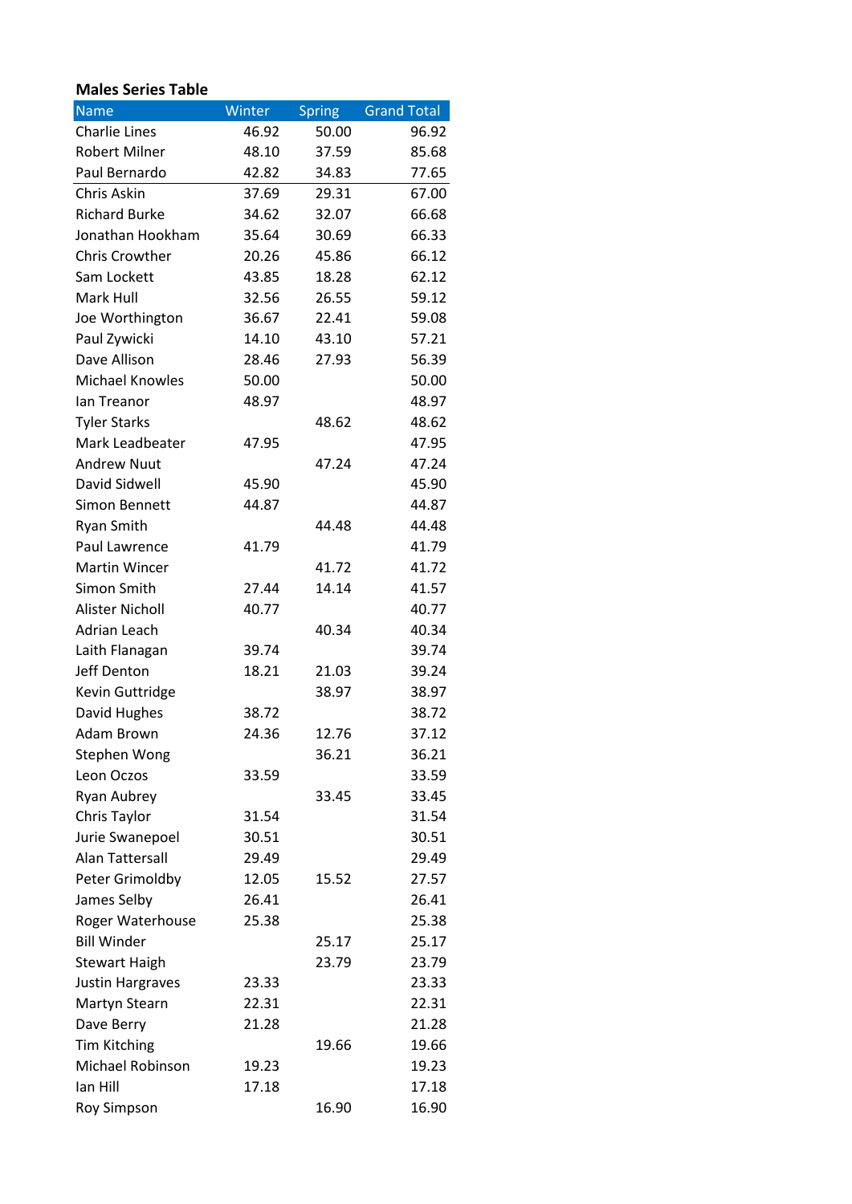**Males Series Table**

| Name | Winter | Spring | Grand Total |
|---|---|---|---|
| Charlie Lines | 46.92 | 50.00 | 96.92 |
| Robert Milner | 48.10 | 37.59 | 85.68 |
| Paul Bernardo | 42.82 | 34.83 | 77.65 |
| Chris Askin | 37.69 | 29.31 | 67.00 |
| Richard Burke | 34.62 | 32.07 | 66.68 |
| Jonathan Hookham | 35.64 | 30.69 | 66.33 |
| Chris Crowther | 20.26 | 45.86 | 66.12 |
| Sam Lockett | 43.85 | 18.28 | 62.12 |
| Mark Hull | 32.56 | 26.55 | 59.12 |
| Joe Worthington | 36.67 | 22.41 | 59.08 |
| Paul Zywicki | 14.10 | 43.10 | 57.21 |
| Dave Allison | 28.46 | 27.93 | 56.39 |
| Michael Knowles | 50.00 | | 50.00 |
| Ian Treanor | 48.97 | | 48.97 |
| Tyler Starks | | 48.62 | 48.62 |
| Mark Leadbeater | 47.95 | | 47.95 |
| Andrew Nuut | | 47.24 | 47.24 |
| David Sidwell | 45.90 | | 45.90 |
| Simon Bennett | 44.87 | | 44.87 |
| Ryan Smith | | 44.48 | 44.48 |
| Paul Lawrence | 41.79 | | 41.79 |
| Martin Wincer | | 41.72 | 41.72 |
| Simon Smith | 27.44 | 14.14 | 41.57 |
| Alister Nicholl | 40.77 | | 40.77 |
| Adrian Leach | | 40.34 | 40.34 |
| Laith Flanagan | 39.74 | | 39.74 |
| Jeff Denton | 18.21 | 21.03 | 39.24 |
| Kevin Guttridge | | 38.97 | 38.97 |
| David Hughes | 38.72 | | 38.72 |
| Adam Brown | 24.36 | 12.76 | 37.12 |
| Stephen Wong | | 36.21 | 36.21 |
| Leon Oczos | 33.59 | | 33.59 |
| Ryan Aubrey | | 33.45 | 33.45 |
| Chris Taylor | 31.54 | | 31.54 |
| Jurie Swanepoel | 30.51 | | 30.51 |
| Alan Tattersall | 29.49 | | 29.49 |
| Peter Grimoldby | 12.05 | 15.52 | 27.57 |
| James Selby | 26.41 | | 26.41 |
| Roger Waterhouse | 25.38 | | 25.38 |
| Bill Winder | | 25.17 | 25.17 |
| Stewart Haigh | | 23.79 | 23.79 |
| Justin Hargraves | 23.33 | | 23.33 |
| Martyn Stearn | 22.31 | | 22.31 |
| Dave Berry | 21.28 | | 21.28 |
| Tim Kitching | | 19.66 | 19.66 |
| Michael Robinson | 19.23 | | 19.23 |
| Ian Hill | 17.18 | | 17.18 |
| Roy Simpson | | 16.90 | 16.90 |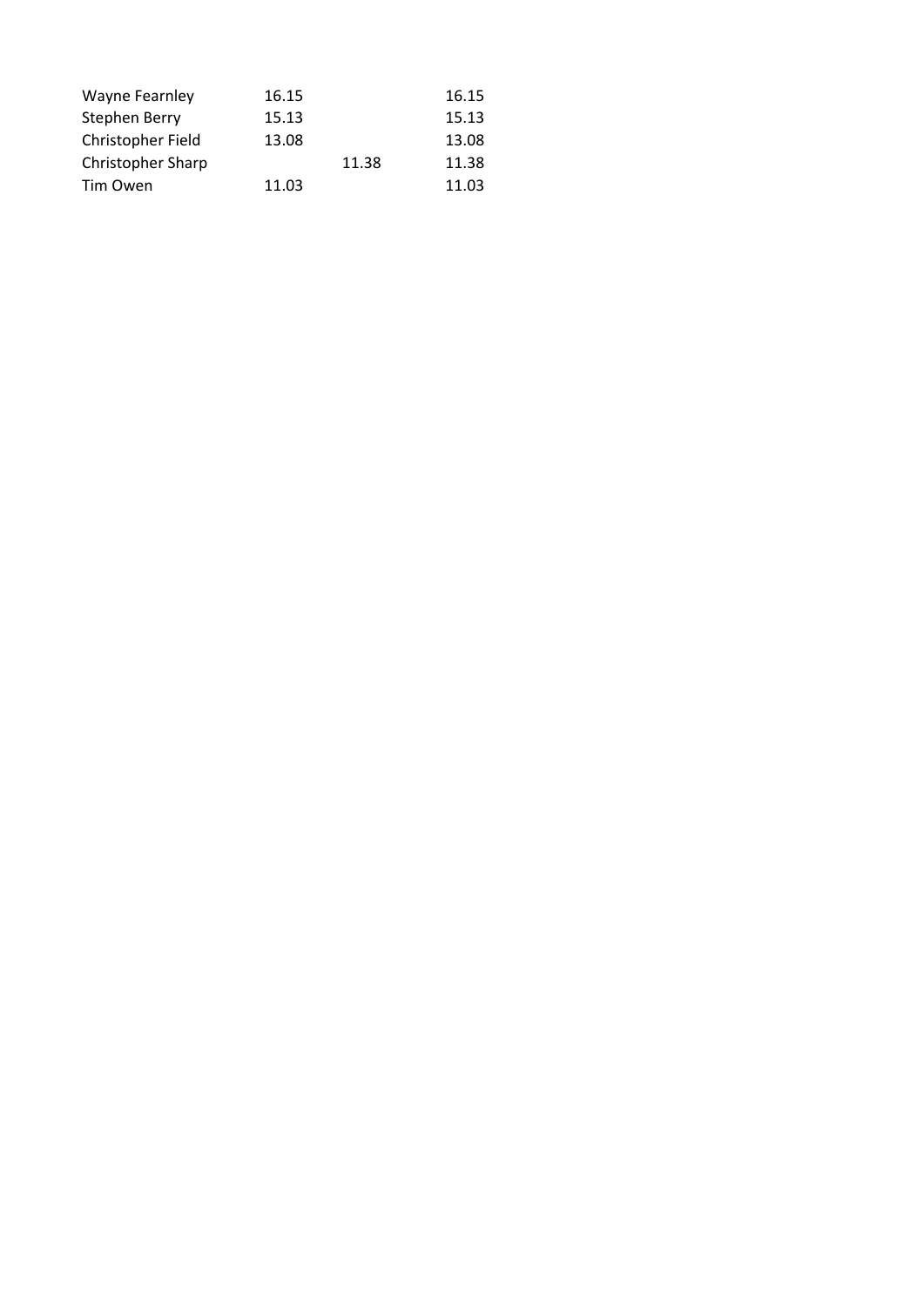| | | | |
|---|---|---|---|
| Wayne Fearnley | 16.15 | | 16.15 |
| Stephen Berry | 15.13 | | 15.13 |
| Christopher Field | 13.08 | | 13.08 |
| Christopher Sharp | | 11.38 | 11.38 |
| Tim Owen | 11.03 | | 11.03 |